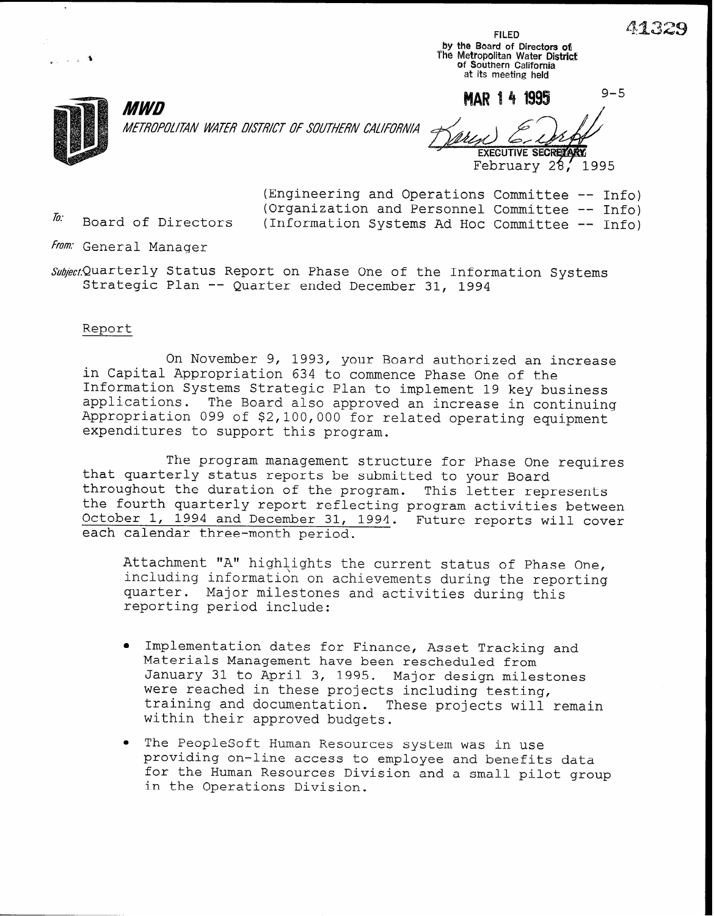41329

FILED
by the Board of Directors of
The Metropolitan Water District
of Southern California
at its meeting held

MAR 14 1995

9-5

EXECUTIVE SECRETARY

**MWD**

*METROPOLITAN WATER DISTRICT OF SOUTHERN CALIFORNIA*

February 28, 1995

(Engineering and Operations Committee -- Info)
(Organization and Personnel Committee -- Info)
(Information Systems Ad Hoc Committee -- Info)

*To:* Board of Directors

*From:* General Manager

*Subject:* Quarterly Status Report on Phase One of the Information Systems Strategic Plan -- Quarter ended December 31, 1994

Report

On November 9, 1993, your Board authorized an increase in Capital Appropriation 634 to commence Phase One of the Information Systems Strategic Plan to implement 19 key business applications. The Board also approved an increase in continuing Appropriation 099 of $2,100,000 for related operating equipment expenditures to support this program.

The program management structure for Phase One requires that quarterly status reports be submitted to your Board throughout the duration of the program. This letter represents the fourth quarterly report reflecting program activities between October 1, 1994 and December 31, 1994. Future reports will cover each calendar three-month period.

Attachment "A" highlights the current status of Phase One, including information on achievements during the reporting quarter. Major milestones and activities during this reporting period include:

- Implementation dates for Finance, Asset Tracking and Materials Management have been rescheduled from January 31 to April 3, 1995. Major design milestones were reached in these projects including testing, training and documentation. These projects will remain within their approved budgets.
- The PeopleSoft Human Resources system was in use providing on-line access to employee and benefits data for the Human Resources Division and a small pilot group in the Operations Division.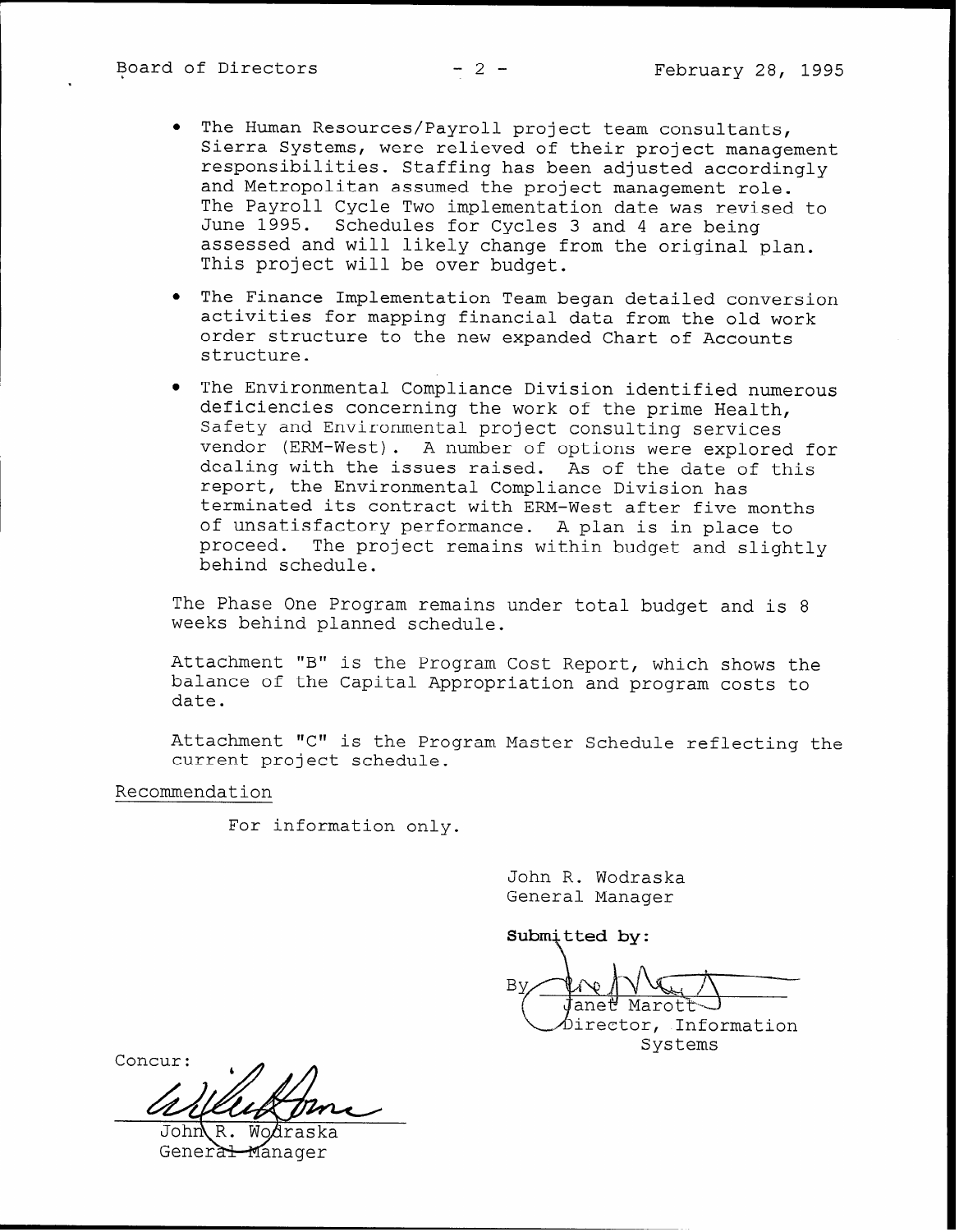- The Human Resources/Payroll project team consultants, Sierra Systems, were relieved of their project management responsibilities. Staffing has been adjusted accordingly and Metropolitan assumed the project management role. The Payroll Cycle Two implementation date was revised to June 1995. Schedules for Cycles 3 and 4 are being assessed and will likely change from the original plan. This project will be over budget.

- The Finance Implementation Team began detailed conversion activities for mapping financial data from the old work order structure to the new expanded Chart of Accounts structure.

- The Environmental Compliance Division identified numerous deficiencies concerning the work of the prime Health, Safety and Environmental project consulting services vendor (ERM-West). A number of options were explored for dealing with the issues raised. As of the date of this report, the Environmental Compliance Division has terminated its contract with ERM-West after five months of unsatisfactory performance. A plan is in place to proceed. The project remains within budget and slightly behind schedule.

The Phase One Program remains under total budget and is 8 weeks behind planned schedule.

Attachment "B" is the Program Cost Report, which shows the balance of the Capital Appropriation and program costs to date.

Attachment "C" is the Program Master Schedule reflecting the current project schedule.

Recommendation

For information only.

John R. Wodraska
General Manager

**Submitted by:**

By Janet Marott
Director, Information Systems

Concur:

John R. Wodraska
General Manager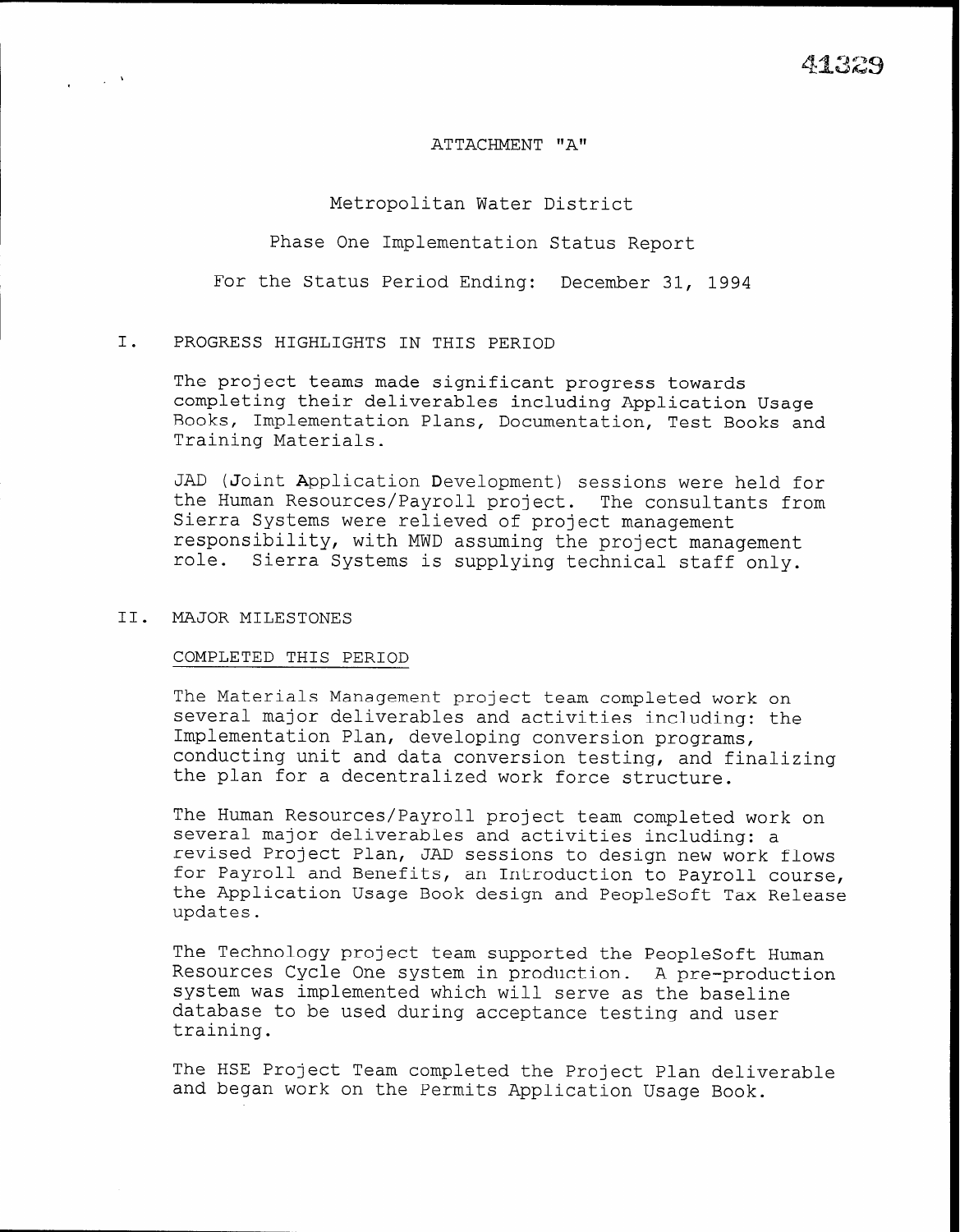41329

ATTACHMENT "A"

# Metropolitan Water District

## Phase One Implementation Status Report

For the Status Period Ending: December 31, 1994

## I. PROGRESS HIGHLIGHTS IN THIS PERIOD

The project teams made significant progress towards completing their deliverables including Application Usage Books, Implementation Plans, Documentation, Test Books and Training Materials.

JAD (**J**oint **A**pplication **D**evelopment) sessions were held for the Human Resources/Payroll project. The consultants from Sierra Systems were relieved of project management responsibility, with MWD assuming the project management role. Sierra Systems is supplying technical staff only.

## II. MAJOR MILESTONES

### COMPLETED THIS PERIOD

The Materials Management project team completed work on several major deliverables and activities including: the Implementation Plan, developing conversion programs, conducting unit and data conversion testing, and finalizing the plan for a decentralized work force structure.

The Human Resources/Payroll project team completed work on several major deliverables and activities including: a revised Project Plan, JAD sessions to design new work flows for Payroll and Benefits, an Introduction to Payroll course, the Application Usage Book design and PeopleSoft Tax Release updates.

The Technology project team supported the PeopleSoft Human Resources Cycle One system in production. A pre-production system was implemented which will serve as the baseline database to be used during acceptance testing and user training.

The HSE Project Team completed the Project Plan deliverable and began work on the Permits Application Usage Book.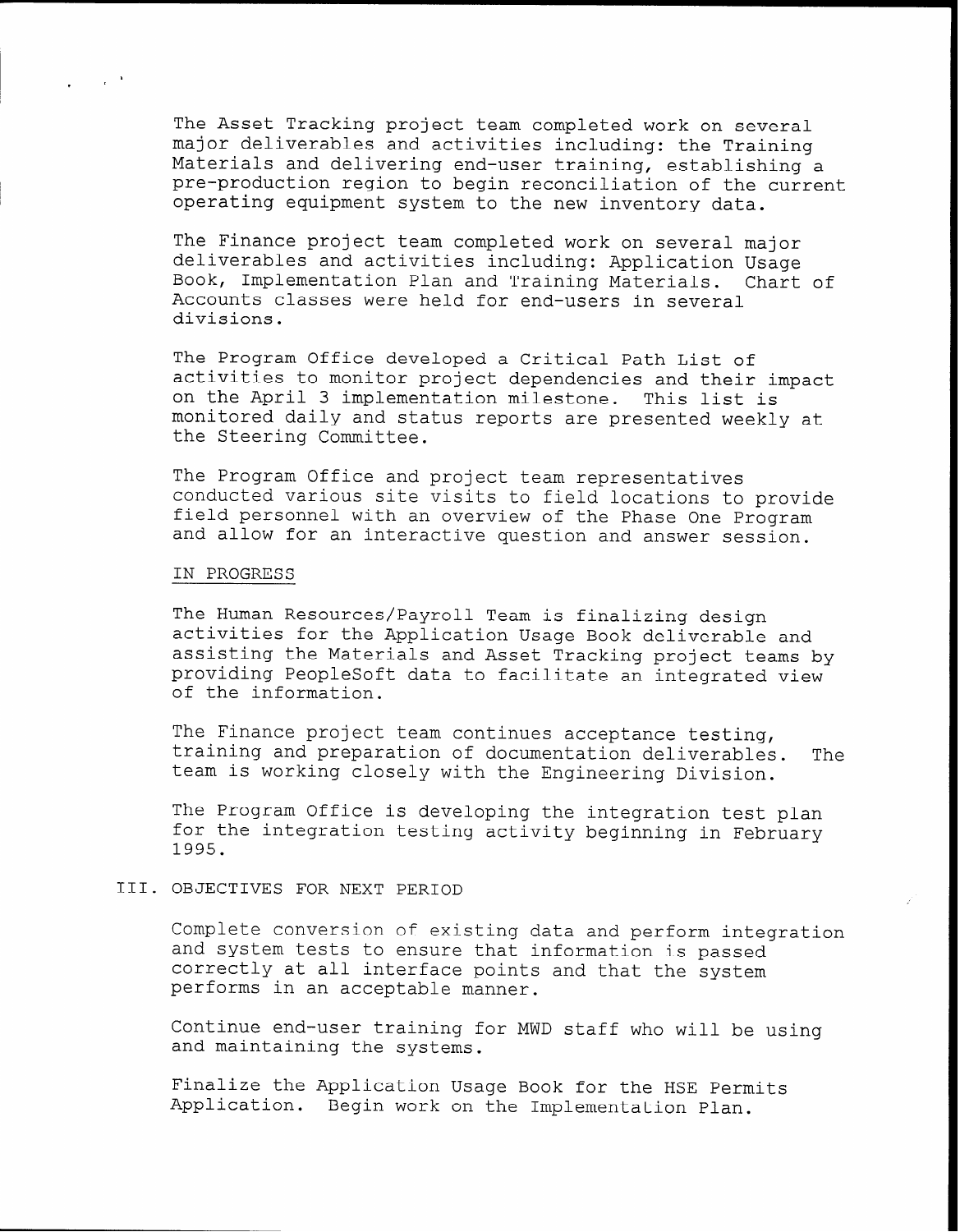The Asset Tracking project team completed work on several major deliverables and activities including: the Training Materials and delivering end-user training, establishing a pre-production region to begin reconciliation of the current operating equipment system to the new inventory data.

The Finance project team completed work on several major deliverables and activities including: Application Usage Book, Implementation Plan and Training Materials. Chart of Accounts classes were held for end-users in several divisions.

The Program Office developed a Critical Path List of activities to monitor project dependencies and their impact on the April 3 implementation milestone. This list is monitored daily and status reports are presented weekly at the Steering Committee.

The Program Office and project team representatives conducted various site visits to field locations to provide field personnel with an overview of the Phase One Program and allow for an interactive question and answer session.

IN PROGRESS

The Human Resources/Payroll Team is finalizing design activities for the Application Usage Book deliverable and assisting the Materials and Asset Tracking project teams by providing PeopleSoft data to facilitate an integrated view of the information.

The Finance project team continues acceptance testing, training and preparation of documentation deliverables. The team is working closely with the Engineering Division.

The Program Office is developing the integration test plan for the integration testing activity beginning in February 1995.

## III. OBJECTIVES FOR NEXT PERIOD

Complete conversion of existing data and perform integration and system tests to ensure that information is passed correctly at all interface points and that the system performs in an acceptable manner.

Continue end-user training for MWD staff who will be using and maintaining the systems.

Finalize the Application Usage Book for the HSE Permits Application. Begin work on the Implementation Plan.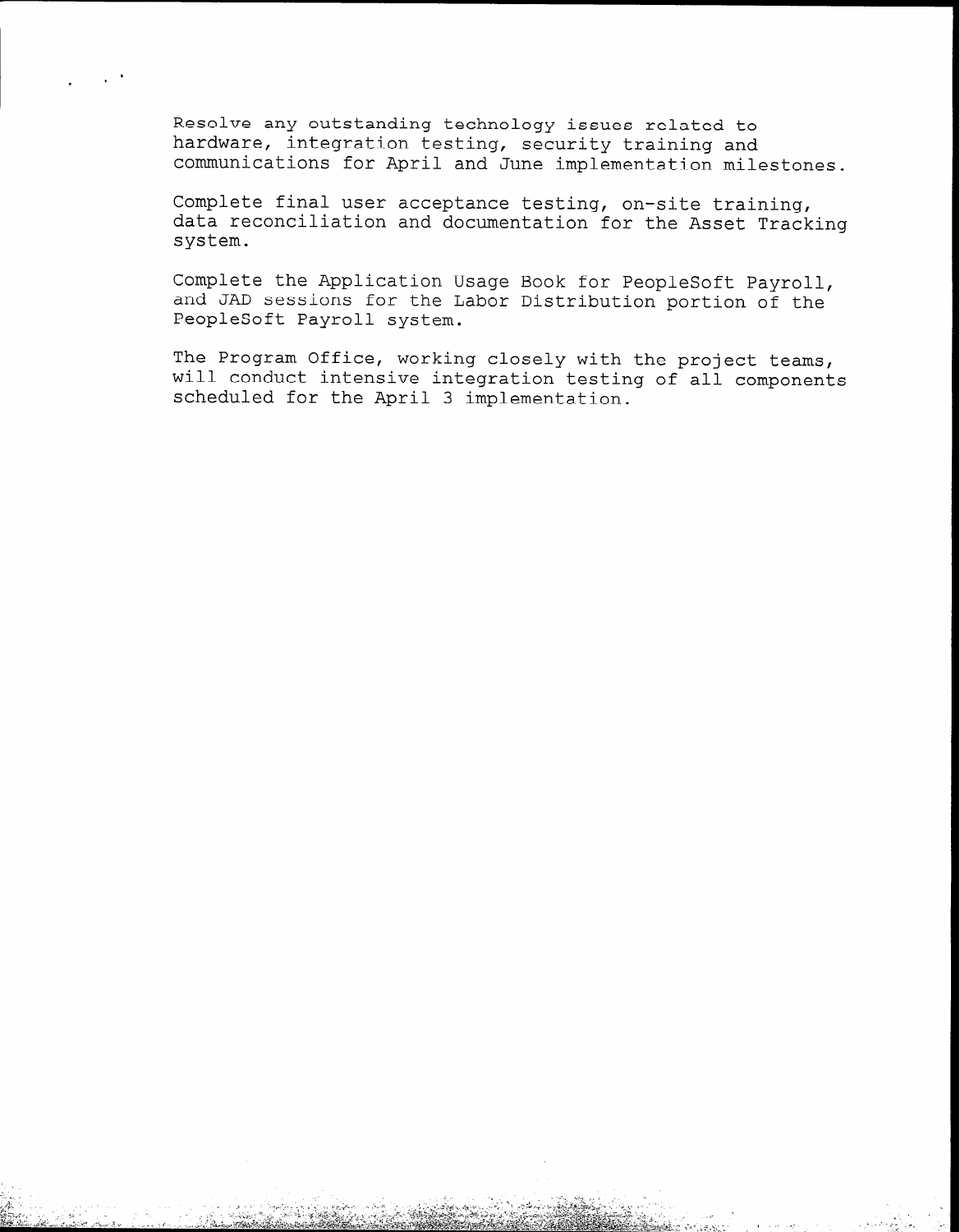Resolve any outstanding technology issues related to hardware, integration testing, security training and communications for April and June implementation milestones.

Complete final user acceptance testing, on-site training, data reconciliation and documentation for the Asset Tracking system.

Complete the Application Usage Book for PeopleSoft Payroll, and JAD sessions for the Labor Distribution portion of the PeopleSoft Payroll system.

The Program Office, working closely with the project teams, will conduct intensive integration testing of all components scheduled for the April 3 implementation.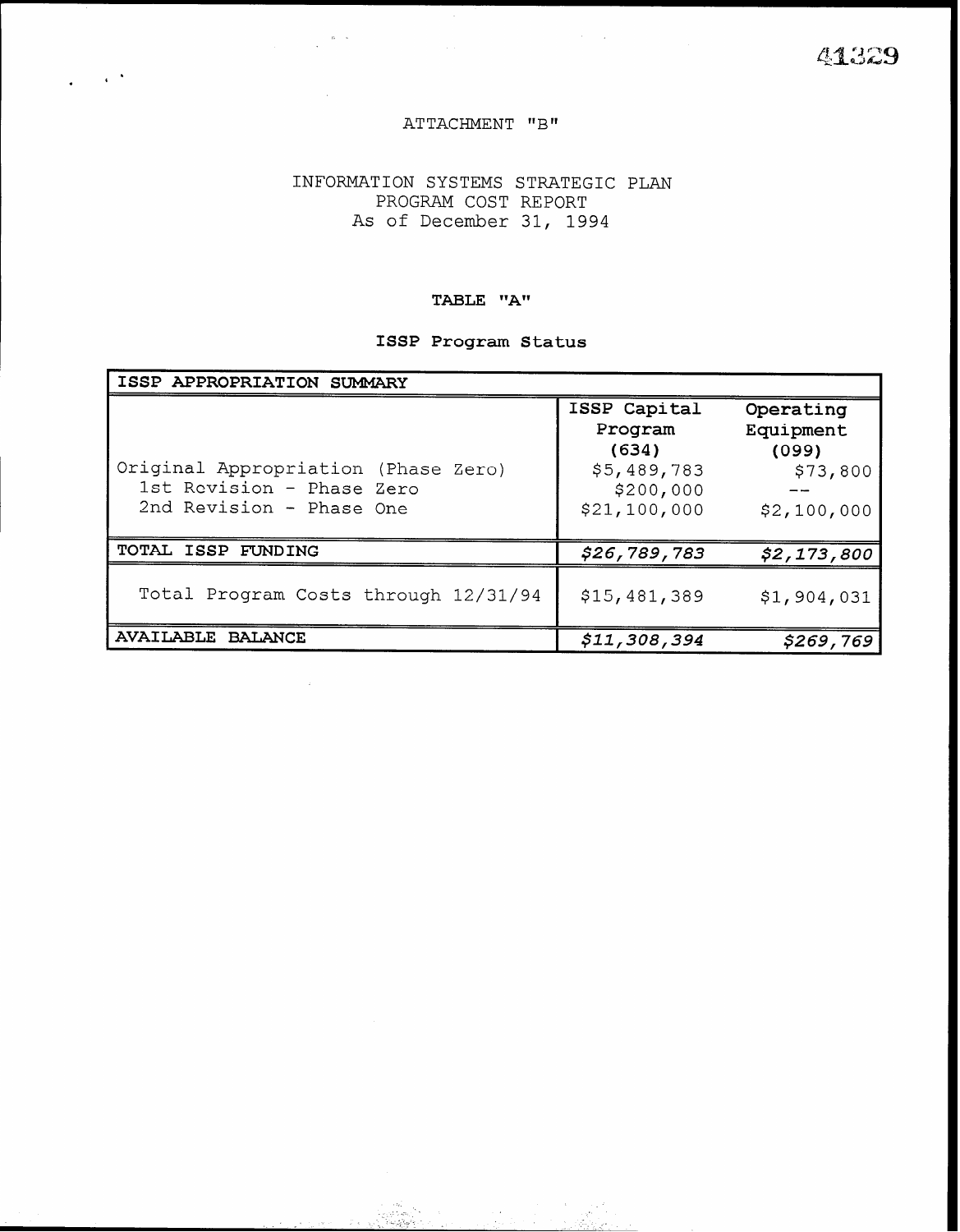ATTACHMENT "B"

INFORMATION SYSTEMS STRATEGIC PLAN
PROGRAM COST REPORT
As of December 31, 1994

**TABLE "A"**

**ISSP Program Status**

| ISSP APPROPRIATION SUMMARY | ISSP Capital Program (634) | Operating Equipment (099) |
|---|---|---|
| Original Appropriation (Phase Zero) | $5,489,783 | $73,800 |
| 1st Revision - Phase Zero | $200,000 | -- |
| 2nd Revision - Phase One | $21,100,000 | $2,100,000 |
| **TOTAL ISSP FUNDING** | ***$26,789,783*** | ***$2,173,800*** |
| Total Program Costs through 12/31/94 | $15,481,389 | $1,904,031 |
| **AVAILABLE BALANCE** | ***$11,308,394*** | ***$269,769*** |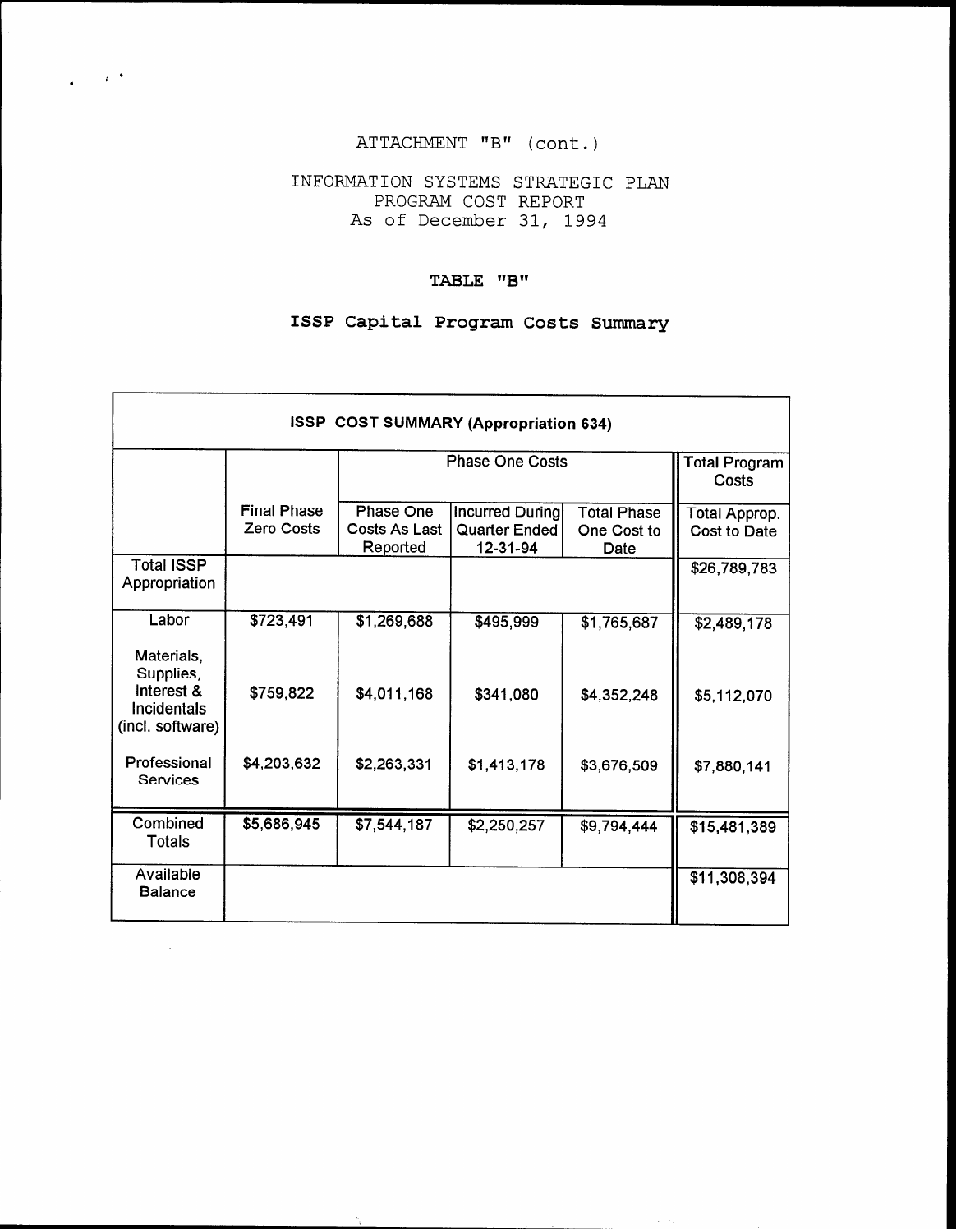ATTACHMENT "B" (cont.)

INFORMATION SYSTEMS STRATEGIC PLAN
PROGRAM COST REPORT
As of December 31, 1994

TABLE "B"

**ISSP Capital Program Costs Summary**

| ISSP COST SUMMARY (Appropriation 634) | | | | | |
|---|---|---|---|---|---|
| | | Phase One Costs | | | Total Program Costs |
| | Final Phase Zero Costs | Phase One Costs As Last Reported | Incurred During Quarter Ended 12-31-94 | Total Phase One Cost to Date | Total Approp. Cost to Date |
| Total ISSP Appropriation | | | | | $26,789,783 |
| Labor | $723,491 | $1,269,688 | $495,999 | $1,765,687 | $2,489,178 |
| Materials, Supplies, Interest & Incidentals (incl. software) | $759,822 | $4,011,168 | $341,080 | $4,352,248 | $5,112,070 |
| Professional Services | $4,203,632 | $2,263,331 | $1,413,178 | $3,676,509 | $7,880,141 |
| Combined Totals | $5,686,945 | $7,544,187 | $2,250,257 | $9,794,444 | $15,481,389 |
| Available Balance | | | | | $11,308,394 |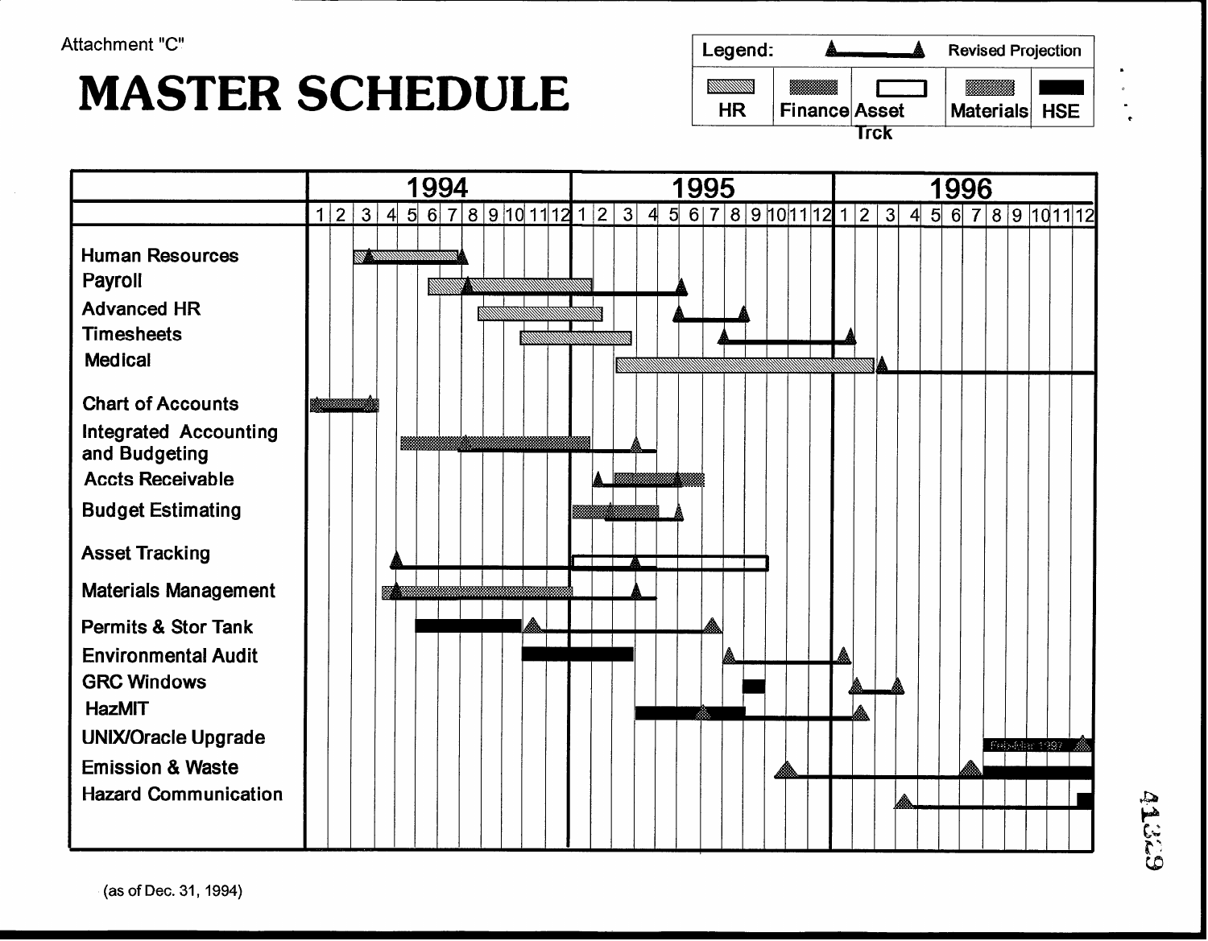Attachment "C"

# MASTER SCHEDULE

Legend: Revised Projection

HR | Finance | Asset Trck | Materials | HSE

1994 | 1995 | 1996

1 2 3 4 5 6 7 8 9 10 11 12 | 1 2 3 4 5 6 7 8 9 10 11 12 | 1 2 3 4 5 6 7 8 9 10 11 12

Human Resources

Payroll

Advanced HR

Timesheets

Medical

Chart of Accounts

Integrated Accounting and Budgeting

Accts Receivable

Budget Estimating

Asset Tracking

Materials Management

Permits & Stor Tank

Environmental Audit

GRC Windows

HazMIT

UNIX/Oracle Upgrade

Feb-Mar 1997

Emission & Waste

Hazard Communication

(as of Dec. 31, 1994)

41329